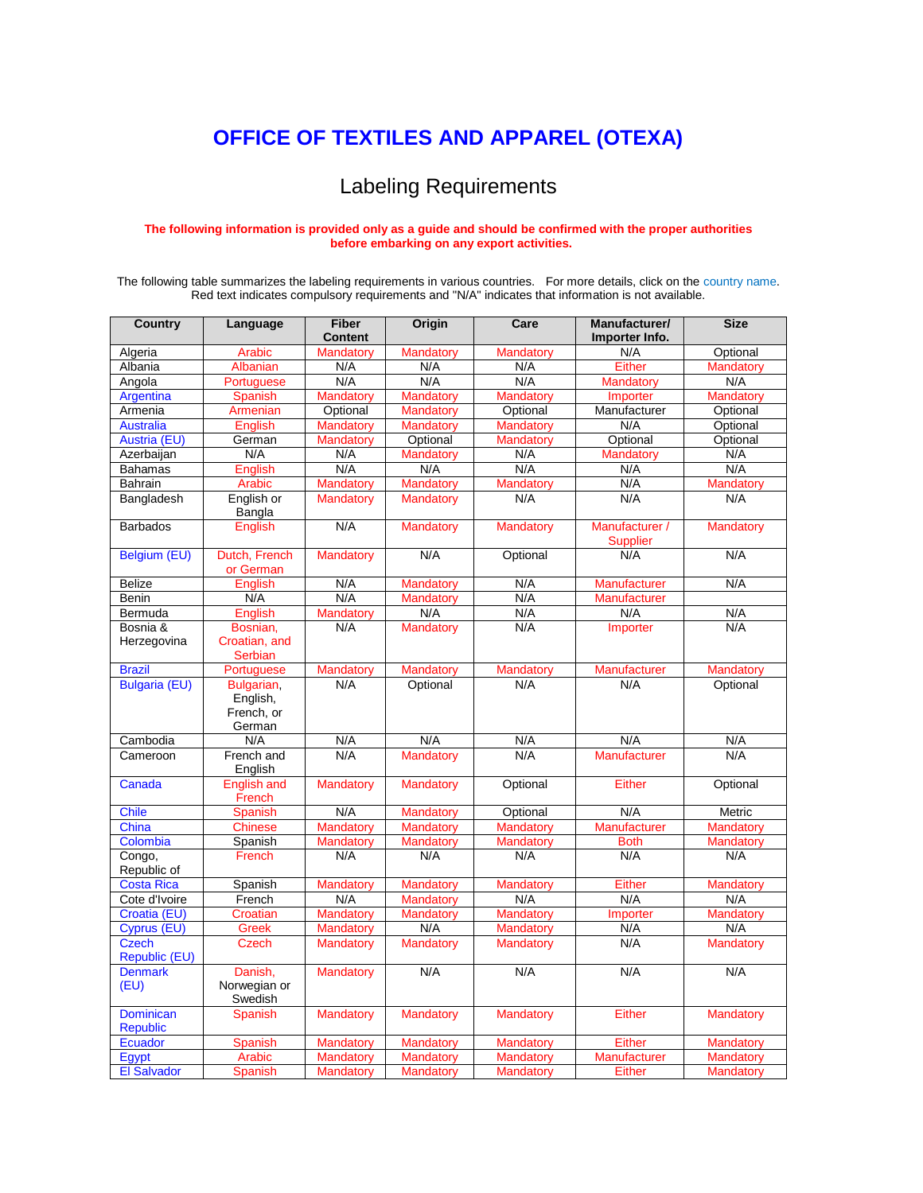# OFFICE OF TEXTILES AND APPAREL (OTEXA)

## Labeling Requirements

**The following information is provided only as a guide and should be confirmed with the proper authorities before embarking on any export activities.**

The following table summarizes the labeling requirements in various countries. For more details, click on the country name. Red text indicates compulsory requirements and "N/A" indicates that information is not available.

| Country | Language | Fiber Content | Origin | Care | Manufacturer/ Importer Info. | Size |
|---|---|---|---|---|---|---|
| Algeria | Arabic | Mandatory | Mandatory | Mandatory | N/A | Optional |
| Albania | Albanian | N/A | N/A | N/A | Either | Mandatory |
| Angola | Portuguese | N/A | N/A | N/A | Mandatory | N/A |
| Argentina | Spanish | Mandatory | Mandatory | Mandatory | Importer | Mandatory |
| Armenia | Armenian | Optional | Mandatory | Optional | Manufacturer | Optional |
| Australia | English | Mandatory | Mandatory | Mandatory | N/A | Optional |
| Austria (EU) | German | Mandatory | Optional | Mandatory | Optional | Optional |
| Azerbaijan | N/A | N/A | Mandatory | N/A | Mandatory | N/A |
| Bahamas | English | N/A | N/A | N/A | N/A | N/A |
| Bahrain | Arabic | Mandatory | Mandatory | Mandatory | N/A | Mandatory |
| Bangladesh | English or Bangla | Mandatory | Mandatory | N/A | N/A | N/A |
| Barbados | English | N/A | Mandatory | Mandatory | Manufacturer / Supplier | Mandatory |
| Belgium (EU) | Dutch, French or German | Mandatory | N/A | Optional | N/A | N/A |
| Belize | English | N/A | Mandatory | N/A | Manufacturer | N/A |
| Benin | N/A | N/A | Mandatory | N/A | Manufacturer | |
| Bermuda | English | Mandatory | N/A | N/A | N/A | N/A |
| Bosnia & Herzegovina | Bosnian, Croatian, and Serbian | N/A | Mandatory | N/A | Importer | N/A |
| Brazil | Portuguese | Mandatory | Mandatory | Mandatory | Manufacturer | Mandatory |
| Bulgaria (EU) | Bulgarian, English, French, or German | N/A | Optional | N/A | N/A | Optional |
| Cambodia | N/A | N/A | N/A | N/A | N/A | N/A |
| Cameroon | French and English | N/A | Mandatory | N/A | Manufacturer | N/A |
| Canada | English and French | Mandatory | Mandatory | Optional | Either | Optional |
| Chile | Spanish | N/A | Mandatory | Optional | N/A | Metric |
| China | Chinese | Mandatory | Mandatory | Mandatory | Manufacturer | Mandatory |
| Colombia | Spanish | Mandatory | Mandatory | Mandatory | Both | Mandatory |
| Congo, Republic of | French | N/A | N/A | N/A | N/A | N/A |
| Costa Rica | Spanish | Mandatory | Mandatory | Mandatory | Either | Mandatory |
| Cote d'Ivoire | French | N/A | Mandatory | N/A | N/A | N/A |
| Croatia (EU) | Croatian | Mandatory | Mandatory | Mandatory | Importer | Mandatory |
| Cyprus (EU) | Greek | Mandatory | N/A | Mandatory | N/A | N/A |
| Czech Republic (EU) | Czech | Mandatory | Mandatory | Mandatory | N/A | Mandatory |
| Denmark (EU) | Danish, Norwegian or Swedish | Mandatory | N/A | N/A | N/A | N/A |
| Dominican Republic | Spanish | Mandatory | Mandatory | Mandatory | Either | Mandatory |
| Ecuador | Spanish | Mandatory | Mandatory | Mandatory | Either | Mandatory |
| Egypt | Arabic | Mandatory | Mandatory | Mandatory | Manufacturer | Mandatory |
| El Salvador | Spanish | Mandatory | Mandatory | Mandatory | Either | Mandatory |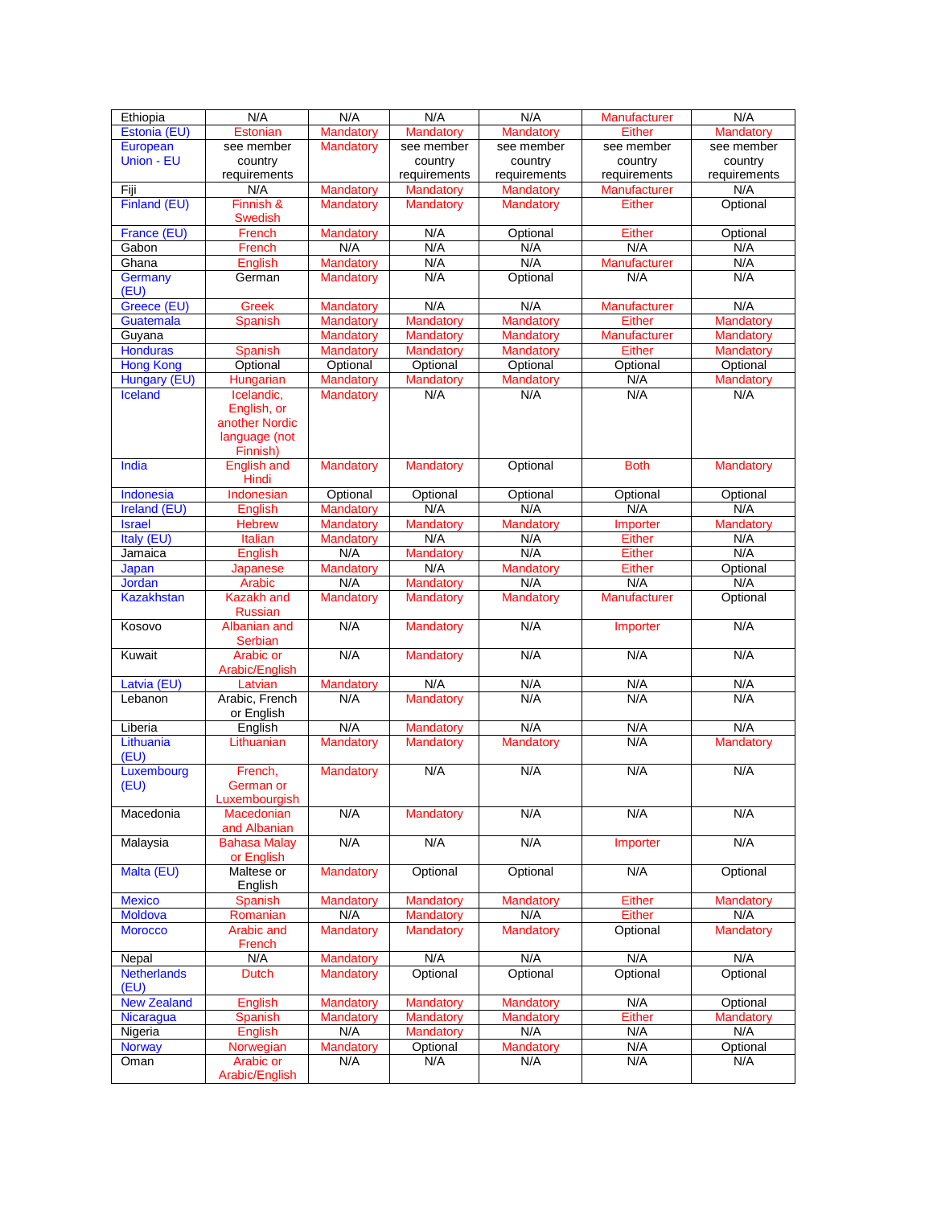| | | | | | | |
|---|---|---|---|---|---|---|
| Ethiopia | N/A | N/A | N/A | N/A | Manufacturer | N/A |
| Estonia (EU) | Estonian | Mandatory | Mandatory | Mandatory | Either | Mandatory |
| European Union - EU | see member country requirements | Mandatory | see member country requirements | see member country requirements | see member country requirements | see member country requirements |
| Fiji | N/A | Mandatory | Mandatory | Mandatory | Manufacturer | N/A |
| Finland (EU) | Finnish & Swedish | Mandatory | Mandatory | Mandatory | Either | Optional |
| France (EU) | French | Mandatory | N/A | Optional | Either | Optional |
| Gabon | French | N/A | N/A | N/A | N/A | N/A |
| Ghana | English | Mandatory | N/A | N/A | Manufacturer | N/A |
| Germany (EU) | German | Mandatory | N/A | Optional | N/A | N/A |
| Greece (EU) | Greek | Mandatory | N/A | N/A | Manufacturer | N/A |
| Guatemala | Spanish | Mandatory | Mandatory | Mandatory | Either | Mandatory |
| Guyana | | Mandatory | Mandatory | Mandatory | Manufacturer | Mandatory |
| Honduras | Spanish | Mandatory | Mandatory | Mandatory | Either | Mandatory |
| Hong Kong | Optional | Optional | Optional | Optional | Optional | Optional |
| Hungary (EU) | Hungarian | Mandatory | Mandatory | Mandatory | N/A | Mandatory |
| Iceland | Icelandic, English, or another Nordic language (not Finnish) | Mandatory | N/A | N/A | N/A | N/A |
| India | English and Hindi | Mandatory | Mandatory | Optional | Both | Mandatory |
| Indonesia | Indonesian | Optional | Optional | Optional | Optional | Optional |
| Ireland (EU) | English | Mandatory | N/A | N/A | N/A | N/A |
| Israel | Hebrew | Mandatory | Mandatory | Mandatory | Importer | Mandatory |
| Italy (EU) | Italian | Mandatory | N/A | N/A | Either | N/A |
| Jamaica | English | N/A | Mandatory | N/A | Either | N/A |
| Japan | Japanese | Mandatory | N/A | Mandatory | Either | Optional |
| Jordan | Arabic | N/A | Mandatory | N/A | N/A | N/A |
| Kazakhstan | Kazakh and Russian | Mandatory | Mandatory | Mandatory | Manufacturer | Optional |
| Kosovo | Albanian and Serbian | N/A | Mandatory | N/A | Importer | N/A |
| Kuwait | Arabic or Arabic/English | N/A | Mandatory | N/A | N/A | N/A |
| Latvia (EU) | Latvian | Mandatory | N/A | N/A | N/A | N/A |
| Lebanon | Arabic, French or English | N/A | Mandatory | N/A | N/A | N/A |
| Liberia | English | N/A | Mandatory | N/A | N/A | N/A |
| Lithuania (EU) | Lithuanian | Mandatory | Mandatory | Mandatory | N/A | Mandatory |
| Luxembourg (EU) | French, German or Luxembourgish | Mandatory | N/A | N/A | N/A | N/A |
| Macedonia | Macedonian and Albanian | N/A | Mandatory | N/A | N/A | N/A |
| Malaysia | Bahasa Malay or English | N/A | N/A | N/A | Importer | N/A |
| Malta (EU) | Maltese or English | Mandatory | Optional | Optional | N/A | Optional |
| Mexico | Spanish | Mandatory | Mandatory | Mandatory | Either | Mandatory |
| Moldova | Romanian | N/A | Mandatory | N/A | Either | N/A |
| Morocco | Arabic and French | Mandatory | Mandatory | Mandatory | Optional | Mandatory |
| Nepal | N/A | Mandatory | N/A | N/A | N/A | N/A |
| Netherlands (EU) | Dutch | Mandatory | Optional | Optional | Optional | Optional |
| New Zealand | English | Mandatory | Mandatory | Mandatory | N/A | Optional |
| Nicaragua | Spanish | Mandatory | Mandatory | Mandatory | Either | Mandatory |
| Nigeria | English | N/A | Mandatory | N/A | N/A | N/A |
| Norway | Norwegian | Mandatory | Optional | Mandatory | N/A | Optional |
| Oman | Arabic or Arabic/English | N/A | N/A | N/A | N/A | N/A |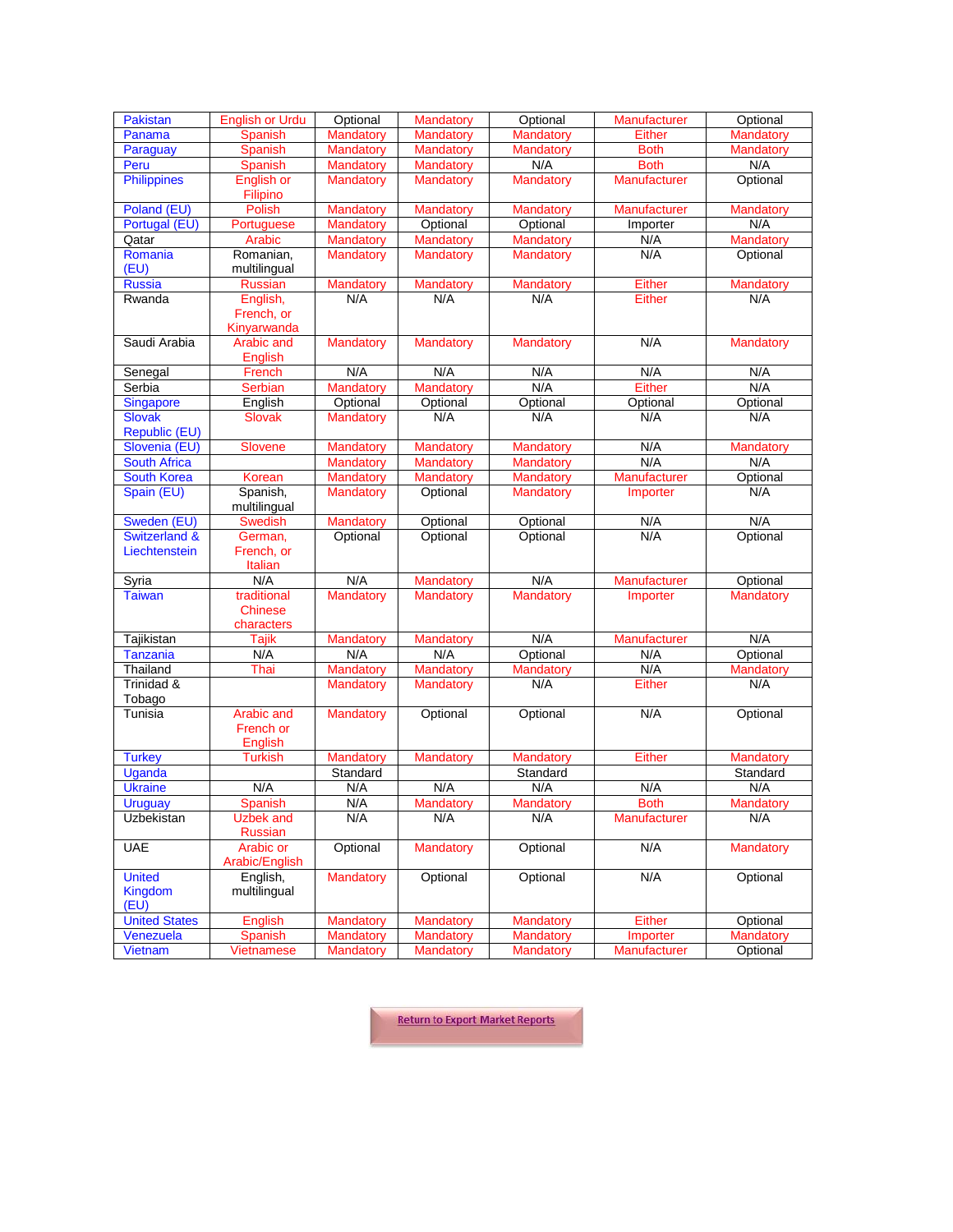| | | | | | | |
|---|---|---|---|---|---|---|
| Pakistan | English or Urdu | Optional | Mandatory | Optional | Manufacturer | Optional |
| Panama | Spanish | Mandatory | Mandatory | Mandatory | Either | Mandatory |
| Paraguay | Spanish | Mandatory | Mandatory | Mandatory | Both | Mandatory |
| Peru | Spanish | Mandatory | Mandatory | N/A | Both | N/A |
| Philippines | English or Filipino | Mandatory | Mandatory | Mandatory | Manufacturer | Optional |
| Poland (EU) | Polish | Mandatory | Mandatory | Mandatory | Manufacturer | Mandatory |
| Portugal (EU) | Portuguese | Mandatory | Optional | Optional | Importer | N/A |
| Qatar | Arabic | Mandatory | Mandatory | Mandatory | N/A | Mandatory |
| Romania (EU) | Romanian, multilingual | Mandatory | Mandatory | Mandatory | N/A | Optional |
| Russia | Russian | Mandatory | Mandatory | Mandatory | Either | Mandatory |
| Rwanda | English, French, or Kinyarwanda | N/A | N/A | N/A | Either | N/A |
| Saudi Arabia | Arabic and English | Mandatory | Mandatory | Mandatory | N/A | Mandatory |
| Senegal | French | N/A | N/A | N/A | N/A | N/A |
| Serbia | Serbian | Mandatory | Mandatory | N/A | Either | N/A |
| Singapore | English | Optional | Optional | Optional | Optional | Optional |
| Slovak Republic (EU) | Slovak | Mandatory | N/A | N/A | N/A | N/A |
| Slovenia (EU) | Slovene | Mandatory | Mandatory | Mandatory | N/A | Mandatory |
| South Africa | | Mandatory | Mandatory | Mandatory | N/A | N/A |
| South Korea | Korean | Mandatory | Mandatory | Mandatory | Manufacturer | Optional |
| Spain (EU) | Spanish, multilingual | Mandatory | Optional | Mandatory | Importer | N/A |
| Sweden (EU) | Swedish | Mandatory | Optional | Optional | N/A | N/A |
| Switzerland & Liechtenstein | German, French, or Italian | Optional | Optional | Optional | N/A | Optional |
| Syria | N/A | N/A | Mandatory | N/A | Manufacturer | Optional |
| Taiwan | traditional Chinese characters | Mandatory | Mandatory | Mandatory | Importer | Mandatory |
| Tajikistan | Tajik | Mandatory | Mandatory | N/A | Manufacturer | N/A |
| Tanzania | N/A | N/A | N/A | Optional | N/A | Optional |
| Thailand | Thai | Mandatory | Mandatory | Mandatory | N/A | Mandatory |
| Trinidad & Tobago | | Mandatory | Mandatory | N/A | Either | N/A |
| Tunisia | Arabic and French or English | Mandatory | Optional | Optional | N/A | Optional |
| Turkey | Turkish | Mandatory | Mandatory | Mandatory | Either | Mandatory |
| Uganda | | Standard | | Standard | | Standard |
| Ukraine | N/A | N/A | N/A | N/A | N/A | N/A |
| Uruguay | Spanish | N/A | Mandatory | Mandatory | Both | Mandatory |
| Uzbekistan | Uzbek and Russian | N/A | N/A | N/A | Manufacturer | N/A |
| UAE | Arabic or Arabic/English | Optional | Mandatory | Optional | N/A | Mandatory |
| United Kingdom (EU) | English, multilingual | Mandatory | Optional | Optional | N/A | Optional |
| United States | English | Mandatory | Mandatory | Mandatory | Either | Optional |
| Venezuela | Spanish | Mandatory | Mandatory | Mandatory | Importer | Mandatory |
| Vietnam | Vietnamese | Mandatory | Mandatory | Mandatory | Manufacturer | Optional |

Return to Export Market Reports